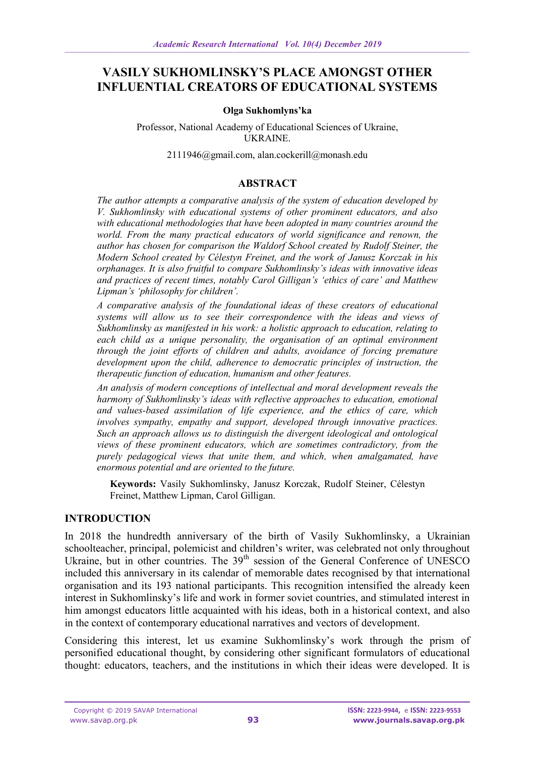# VASILY SUKHOMLINSKY'S PLACE AMONGST OTHER INFLUENTIAL CREATORS OF EDUCATIONAL SYSTEMS

**Olga Sukhomlyns'ka**

Professor, National Academy of Educational Sciences of Ukraine, UKRAINE.

2111946@gmail.com, alan.cockerill@monash.edu

## ABSTRACT

*The author attempts a comparative analysis of the system of education developed by V. Sukhomlinsky with educational systems of other prominent educators, and also with educational methodologies that have been adopted in many countries around the world. From the many practical educators of world significance and renown, the author has chosen for comparison the Waldorf School created by Rudolf Steiner, the Modern School created by Célestyn Freinet, and the work of Janusz Korczak in his orphanages. It is also fruitful to compare Sukhomlinsky's ideas with innovative ideas and practices of recent times, notably Carol Gilligan's 'ethics of care' and Matthew Lipman's 'philosophy for children'.*

*A comparative analysis of the foundational ideas of these creators of educational systems will allow us to see their correspondence with the ideas and views of Sukhomlinsky as manifested in his work: a holistic approach to education, relating to each child as a unique personality, the organisation of an optimal environment through the joint efforts of children and adults, avoidance of forcing premature development upon the child, adherence to democratic principles of instruction, the therapeutic function of education, humanism and other features.*

*An analysis of modern conceptions of intellectual and moral development reveals the harmony of Sukhomlinsky's ideas with reflective approaches to education, emotional and values-based assimilation of life experience, and the ethics of care, which involves sympathy, empathy and support, developed through innovative practices. Such an approach allows us to distinguish the divergent ideological and ontological views of these prominent educators, which are sometimes contradictory, from the purely pedagogical views that unite them, and which, when amalgamated, have enormous potential and are oriented to the future.*

**Keywords:** Vasily Sukhomlinsky, Janusz Korczak, Rudolf Steiner, Célestyn Freinet, Matthew Lipman, Carol Gilligan.

## INTRODUCTION

In 2018 the hundredth anniversary of the birth of Vasily Sukhomlinsky, a Ukrainian schoolteacher, principal, polemicist and children's writer, was celebrated not only throughout Ukraine, but in other countries. The 39th session of the General Conference of UNESCO included this anniversary in its calendar of memorable dates recognised by that international organisation and its 193 national participants. This recognition intensified the already keen interest in Sukhomlinsky's life and work in former soviet countries, and stimulated interest in him amongst educators little acquainted with his ideas, both in a historical context, and also in the context of contemporary educational narratives and vectors of development.

Considering this interest, let us examine Sukhomlinsky's work through the prism of personified educational thought, by considering other significant formulators of educational thought: educators, teachers, and the institutions in which their ideas were developed. It is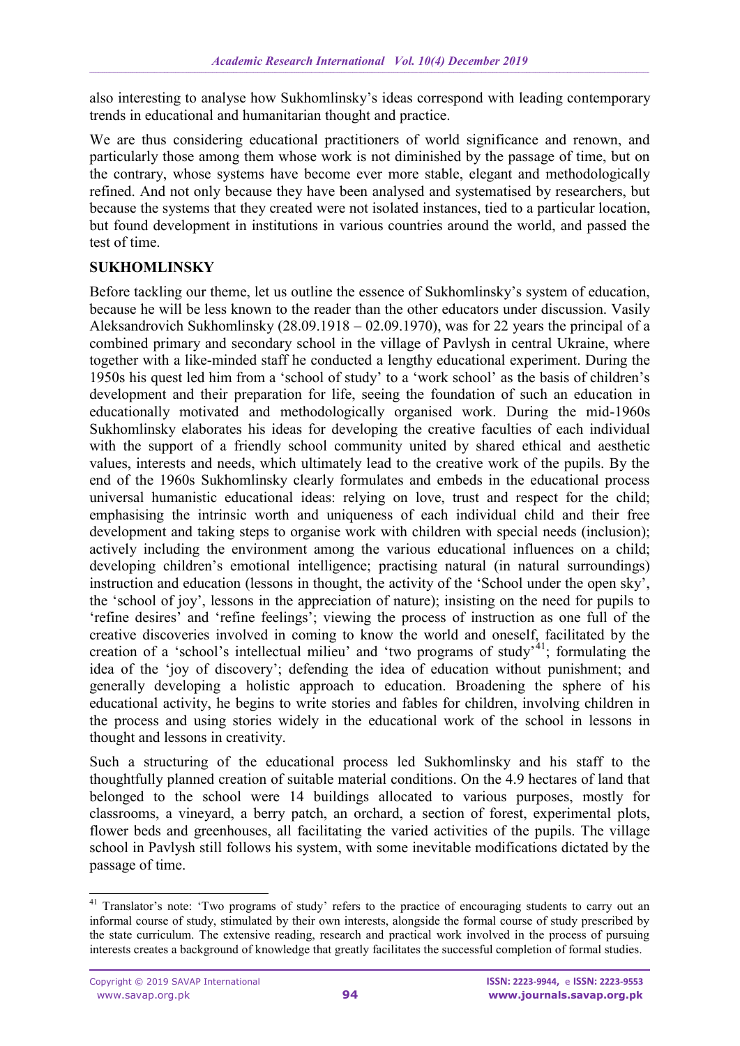also interesting to analyse how Sukhomlinsky's ideas correspond with leading contemporary trends in educational and humanitarian thought and practice.

We are thus considering educational practitioners of world significance and renown, and particularly those among them whose work is not diminished by the passage of time, but on the contrary, whose systems have become ever more stable, elegant and methodologically refined. And not only because they have been analysed and systematised by researchers, but because the systems that they created were not isolated instances, tied to a particular location, but found development in institutions in various countries around the world, and passed the test of time.

## SUKHOMLINSKY

Before tackling our theme, let us outline the essence of Sukhomlinsky's system of education, because he will be less known to the reader than the other educators under discussion. Vasily Aleksandrovich Sukhomlinsky (28.09.1918 – 02.09.1970), was for 22 years the principal of a combined primary and secondary school in the village of Pavlysh in central Ukraine, where together with a like-minded staff he conducted a lengthy educational experiment. During the 1950s his quest led him from a 'school of study' to a 'work school' as the basis of children's development and their preparation for life, seeing the foundation of such an education in educationally motivated and methodologically organised work. During the mid-1960s Sukhomlinsky elaborates his ideas for developing the creative faculties of each individual with the support of a friendly school community united by shared ethical and aesthetic values, interests and needs, which ultimately lead to the creative work of the pupils. By the end of the 1960s Sukhomlinsky clearly formulates and embeds in the educational process universal humanistic educational ideas: relying on love, trust and respect for the child; emphasising the intrinsic worth and uniqueness of each individual child and their free development and taking steps to organise work with children with special needs (inclusion); actively including the environment among the various educational influences on a child; developing children's emotional intelligence; practising natural (in natural surroundings) instruction and education (lessons in thought, the activity of the 'School under the open sky', the 'school of joy', lessons in the appreciation of nature); insisting on the need for pupils to 'refine desires' and 'refine feelings'; viewing the process of instruction as one full of the creative discoveries involved in coming to know the world and oneself, facilitated by the creation of a 'school's intellectual milieu' and 'two programs of study'[41]; formulating the idea of the 'joy of discovery'; defending the idea of education without punishment; and generally developing a holistic approach to education. Broadening the sphere of his educational activity, he begins to write stories and fables for children, involving children in the process and using stories widely in the educational work of the school in lessons in thought and lessons in creativity.

Such a structuring of the educational process led Sukhomlinsky and his staff to the thoughtfully planned creation of suitable material conditions. On the 4.9 hectares of land that belonged to the school were 14 buildings allocated to various purposes, mostly for classrooms, a vineyard, a berry patch, an orchard, a section of forest, experimental plots, flower beds and greenhouses, all facilitating the varied activities of the pupils. The village school in Pavlysh still follows his system, with some inevitable modifications dictated by the passage of time.

---

[41] Translator's note: 'Two programs of study' refers to the practice of encouraging students to carry out an informal course of study, stimulated by their own interests, alongside the formal course of study prescribed by the state curriculum. The extensive reading, research and practical work involved in the process of pursuing interests creates a background of knowledge that greatly facilitates the successful completion of formal studies.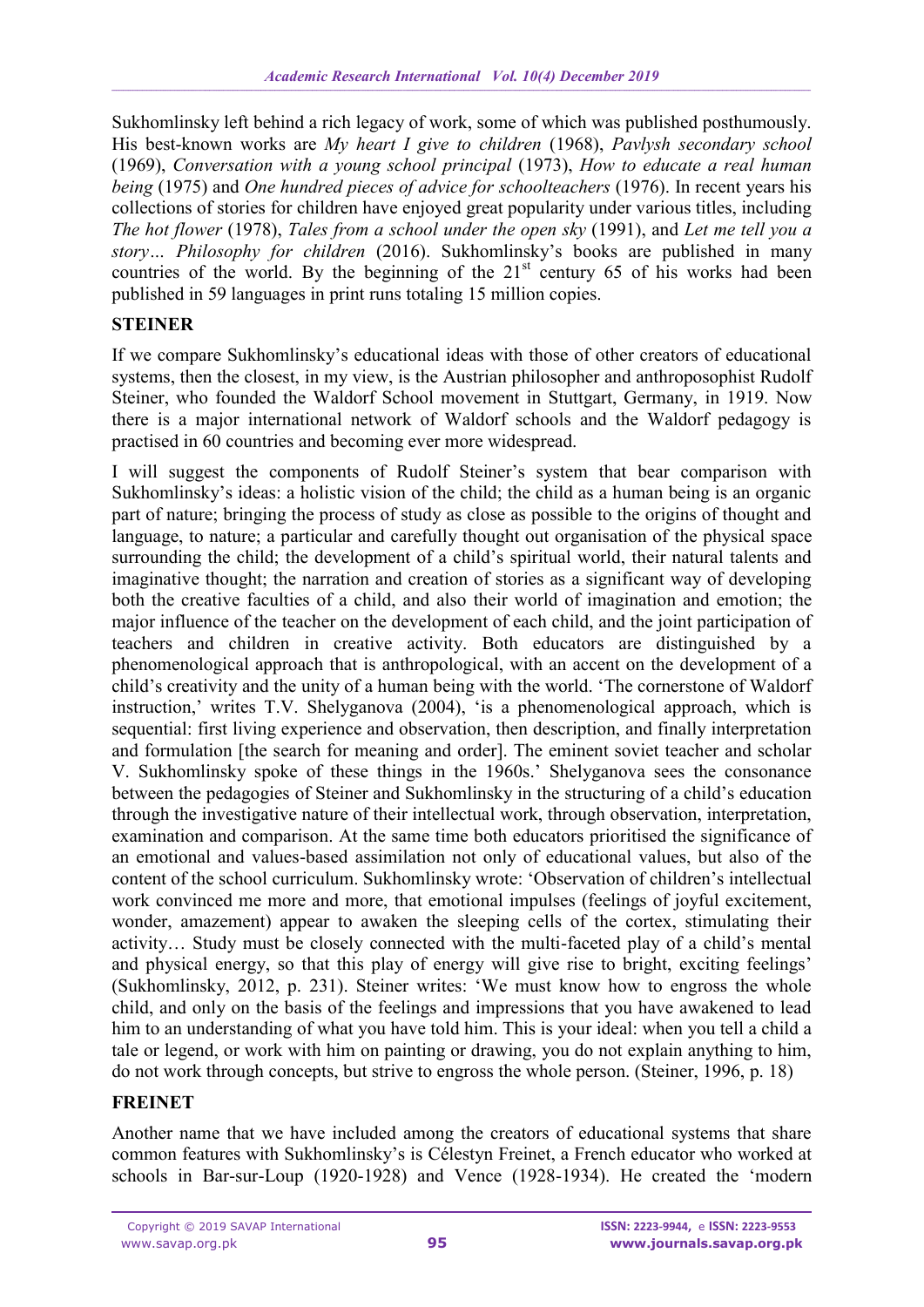Sukhomlinsky left behind a rich legacy of work, some of which was published posthumously. His best-known works are *My heart I give to children* (1968), *Pavlysh secondary school* (1969), *Conversation with a young school principal* (1973), *How to educate a real human being* (1975) and *One hundred pieces of advice for schoolteachers* (1976). In recent years his collections of stories for children have enjoyed great popularity under various titles, including *The hot flower* (1978), *Tales from a school under the open sky* (1991), and *Let me tell you a story… Philosophy for children* (2016). Sukhomlinsky's books are published in many countries of the world. By the beginning of the 21st century 65 of his works had been published in 59 languages in print runs totaling 15 million copies.

## STEINER

If we compare Sukhomlinsky's educational ideas with those of other creators of educational systems, then the closest, in my view, is the Austrian philosopher and anthroposophist Rudolf Steiner, who founded the Waldorf School movement in Stuttgart, Germany, in 1919. Now there is a major international network of Waldorf schools and the Waldorf pedagogy is practised in 60 countries and becoming ever more widespread.

I will suggest the components of Rudolf Steiner's system that bear comparison with Sukhomlinsky's ideas: a holistic vision of the child; the child as a human being is an organic part of nature; bringing the process of study as close as possible to the origins of thought and language, to nature; a particular and carefully thought out organisation of the physical space surrounding the child; the development of a child's spiritual world, their natural talents and imaginative thought; the narration and creation of stories as a significant way of developing both the creative faculties of a child, and also their world of imagination and emotion; the major influence of the teacher on the development of each child, and the joint participation of teachers and children in creative activity. Both educators are distinguished by a phenomenological approach that is anthropological, with an accent on the development of a child's creativity and the unity of a human being with the world. 'The cornerstone of Waldorf instruction,' writes T.V. Shelyganova (2004), 'is a phenomenological approach, which is sequential: first living experience and observation, then description, and finally interpretation and formulation [the search for meaning and order]. The eminent soviet teacher and scholar V. Sukhomlinsky spoke of these things in the 1960s.' Shelyganova sees the consonance between the pedagogies of Steiner and Sukhomlinsky in the structuring of a child's education through the investigative nature of their intellectual work, through observation, interpretation, examination and comparison. At the same time both educators prioritised the significance of an emotional and values-based assimilation not only of educational values, but also of the content of the school curriculum. Sukhomlinsky wrote: 'Observation of children's intellectual work convinced me more and more, that emotional impulses (feelings of joyful excitement, wonder, amazement) appear to awaken the sleeping cells of the cortex, stimulating their activity… Study must be closely connected with the multi-faceted play of a child's mental and physical energy, so that this play of energy will give rise to bright, exciting feelings' (Sukhomlinsky, 2012, p. 231). Steiner writes: 'We must know how to engross the whole child, and only on the basis of the feelings and impressions that you have awakened to lead him to an understanding of what you have told him. This is your ideal: when you tell a child a tale or legend, or work with him on painting or drawing, you do not explain anything to him, do not work through concepts, but strive to engross the whole person. (Steiner, 1996, p. 18)

## FREINET

Another name that we have included among the creators of educational systems that share common features with Sukhomlinsky's is Célestyn Freinet, a French educator who worked at schools in Bar-sur-Loup (1920-1928) and Vence (1928-1934). He created the 'modern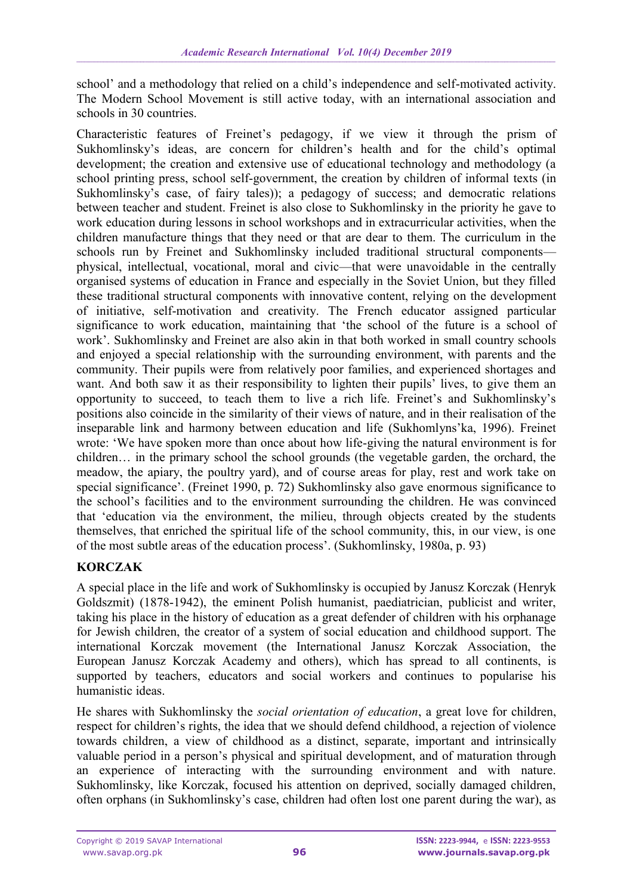school' and a methodology that relied on a child's independence and self-motivated activity. The Modern School Movement is still active today, with an international association and schools in 30 countries.

Characteristic features of Freinet's pedagogy, if we view it through the prism of Sukhomlinsky's ideas, are concern for children's health and for the child's optimal development; the creation and extensive use of educational technology and methodology (a school printing press, school self-government, the creation by children of informal texts (in Sukhomlinsky's case, of fairy tales)); a pedagogy of success; and democratic relations between teacher and student. Freinet is also close to Sukhomlinsky in the priority he gave to work education during lessons in school workshops and in extracurricular activities, when the children manufacture things that they need or that are dear to them. The curriculum in the schools run by Freinet and Sukhomlinsky included traditional structural components—physical, intellectual, vocational, moral and civic—that were unavoidable in the centrally organised systems of education in France and especially in the Soviet Union, but they filled these traditional structural components with innovative content, relying on the development of initiative, self-motivation and creativity. The French educator assigned particular significance to work education, maintaining that 'the school of the future is a school of work'. Sukhomlinsky and Freinet are also akin in that both worked in small country schools and enjoyed a special relationship with the surrounding environment, with parents and the community. Their pupils were from relatively poor families, and experienced shortages and want. And both saw it as their responsibility to lighten their pupils' lives, to give them an opportunity to succeed, to teach them to live a rich life. Freinet's and Sukhomlinsky's positions also coincide in the similarity of their views of nature, and in their realisation of the inseparable link and harmony between education and life (Sukhomlyns'ka, 1996). Freinet wrote: 'We have spoken more than once about how life-giving the natural environment is for children… in the primary school the school grounds (the vegetable garden, the orchard, the meadow, the apiary, the poultry yard), and of course areas for play, rest and work take on special significance'. (Freinet 1990, p. 72) Sukhomlinsky also gave enormous significance to the school's facilities and to the environment surrounding the children. He was convinced that 'education via the environment, the milieu, through objects created by the students themselves, that enriched the spiritual life of the school community, this, in our view, is one of the most subtle areas of the education process'. (Sukhomlinsky, 1980a, p. 93)

## KORCZAK

A special place in the life and work of Sukhomlinsky is occupied by Janusz Korczak (Henryk Goldszmit) (1878-1942), the eminent Polish humanist, paediatrician, publicist and writer, taking his place in the history of education as a great defender of children with his orphanage for Jewish children, the creator of a system of social education and childhood support. The international Korczak movement (the International Janusz Korczak Association, the European Janusz Korczak Academy and others), which has spread to all continents, is supported by teachers, educators and social workers and continues to popularise his humanistic ideas.

He shares with Sukhomlinsky the *social orientation of education*, a great love for children, respect for children's rights, the idea that we should defend childhood, a rejection of violence towards children, a view of childhood as a distinct, separate, important and intrinsically valuable period in a person's physical and spiritual development, and of maturation through an experience of interacting with the surrounding environment and with nature. Sukhomlinsky, like Korczak, focused his attention on deprived, socially damaged children, often orphans (in Sukhomlinsky's case, children had often lost one parent during the war), as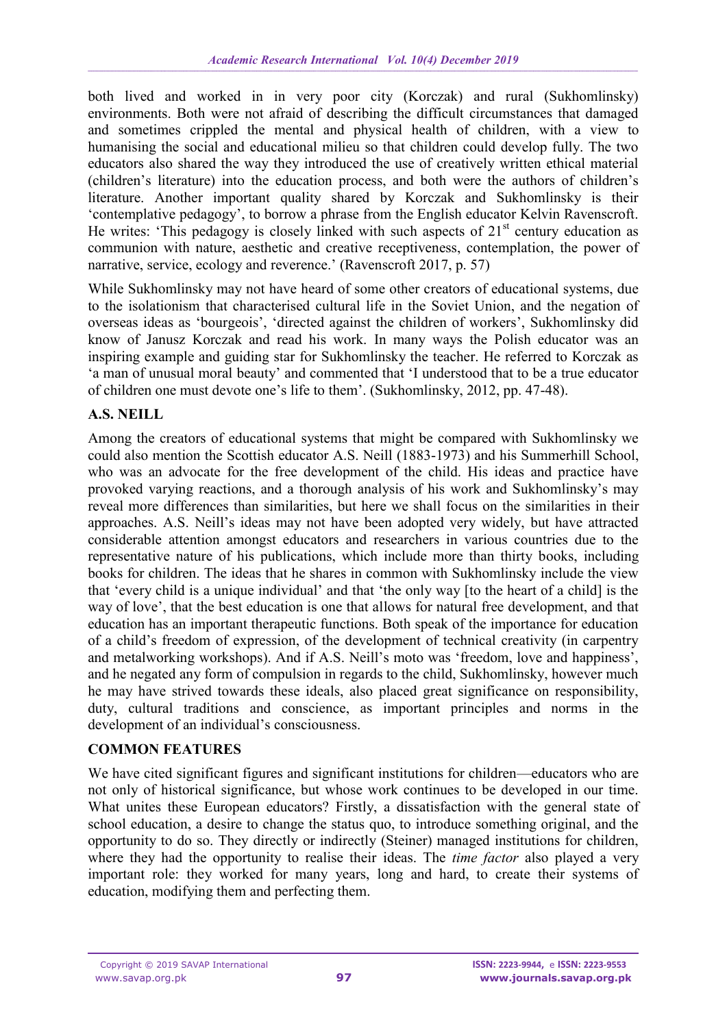both lived and worked in in very poor city (Korczak) and rural (Sukhomlinsky) environments. Both were not afraid of describing the difficult circumstances that damaged and sometimes crippled the mental and physical health of children, with a view to humanising the social and educational milieu so that children could develop fully. The two educators also shared the way they introduced the use of creatively written ethical material (children's literature) into the education process, and both were the authors of children's literature. Another important quality shared by Korczak and Sukhomlinsky is their 'contemplative pedagogy', to borrow a phrase from the English educator Kelvin Ravenscroft. He writes: 'This pedagogy is closely linked with such aspects of 21st century education as communion with nature, aesthetic and creative receptiveness, contemplation, the power of narrative, service, ecology and reverence.' (Ravenscroft 2017, p. 57)

While Sukhomlinsky may not have heard of some other creators of educational systems, due to the isolationism that characterised cultural life in the Soviet Union, and the negation of overseas ideas as 'bourgeois', 'directed against the children of workers', Sukhomlinsky did know of Janusz Korczak and read his work. In many ways the Polish educator was an inspiring example and guiding star for Sukhomlinsky the teacher. He referred to Korczak as 'a man of unusual moral beauty' and commented that 'I understood that to be a true educator of children one must devote one's life to them'. (Sukhomlinsky, 2012, pp. 47-48).

## A.S. NEILL

Among the creators of educational systems that might be compared with Sukhomlinsky we could also mention the Scottish educator A.S. Neill (1883-1973) and his Summerhill School, who was an advocate for the free development of the child. His ideas and practice have provoked varying reactions, and a thorough analysis of his work and Sukhomlinsky's may reveal more differences than similarities, but here we shall focus on the similarities in their approaches. A.S. Neill's ideas may not have been adopted very widely, but have attracted considerable attention amongst educators and researchers in various countries due to the representative nature of his publications, which include more than thirty books, including books for children. The ideas that he shares in common with Sukhomlinsky include the view that 'every child is a unique individual' and that 'the only way [to the heart of a child] is the way of love', that the best education is one that allows for natural free development, and that education has an important therapeutic functions. Both speak of the importance for education of a child's freedom of expression, of the development of technical creativity (in carpentry and metalworking workshops). And if A.S. Neill's moto was 'freedom, love and happiness', and he negated any form of compulsion in regards to the child, Sukhomlinsky, however much he may have strived towards these ideals, also placed great significance on responsibility, duty, cultural traditions and conscience, as important principles and norms in the development of an individual's consciousness.

## COMMON FEATURES

We have cited significant figures and significant institutions for children—educators who are not only of historical significance, but whose work continues to be developed in our time. What unites these European educators? Firstly, a dissatisfaction with the general state of school education, a desire to change the status quo, to introduce something original, and the opportunity to do so. They directly or indirectly (Steiner) managed institutions for children, where they had the opportunity to realise their ideas. The *time factor* also played a very important role: they worked for many years, long and hard, to create their systems of education, modifying them and perfecting them.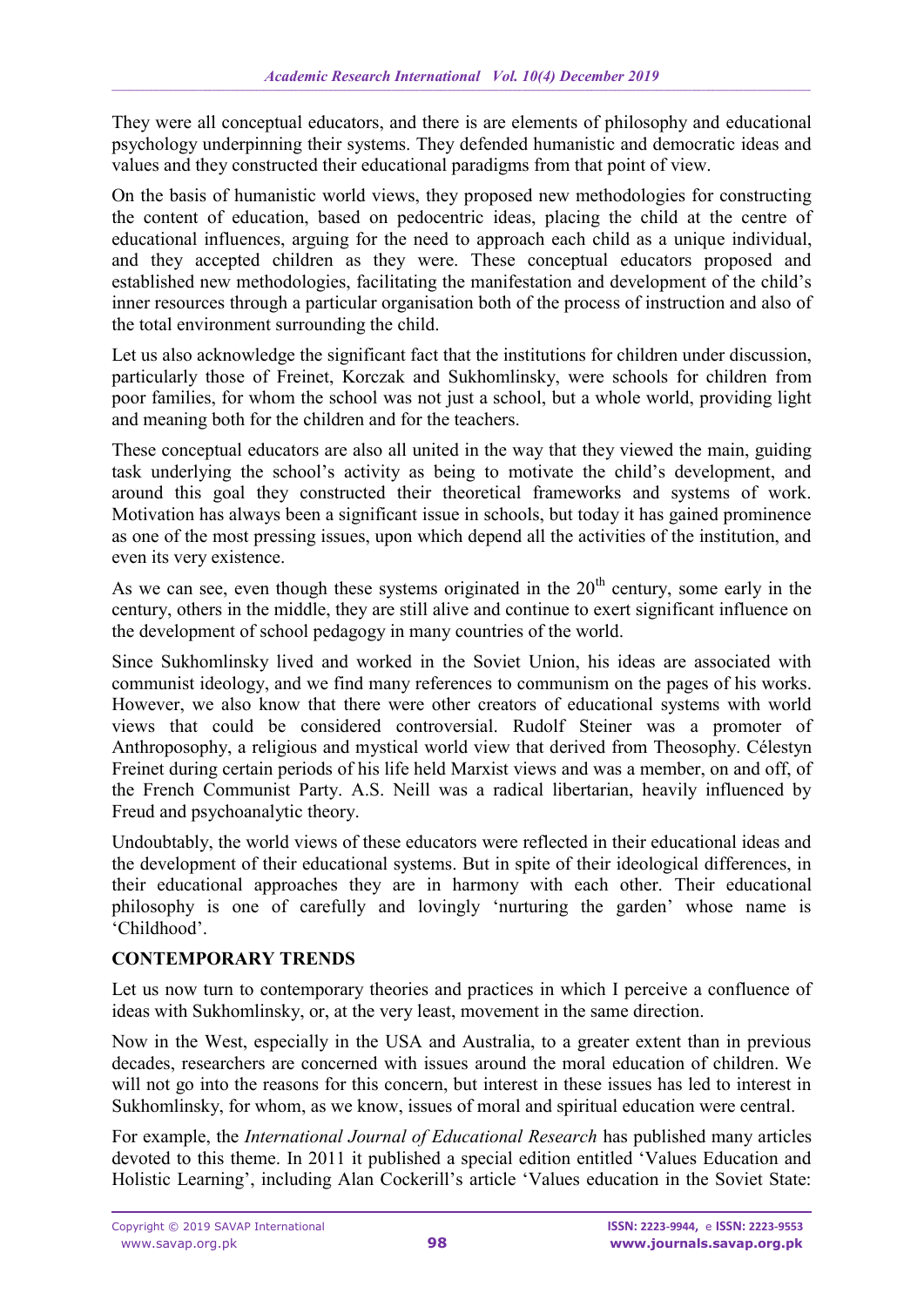They were all conceptual educators, and there is are elements of philosophy and educational psychology underpinning their systems. They defended humanistic and democratic ideas and values and they constructed their educational paradigms from that point of view.

On the basis of humanistic world views, they proposed new methodologies for constructing the content of education, based on pedocentric ideas, placing the child at the centre of educational influences, arguing for the need to approach each child as a unique individual, and they accepted children as they were. These conceptual educators proposed and established new methodologies, facilitating the manifestation and development of the child's inner resources through a particular organisation both of the process of instruction and also of the total environment surrounding the child.

Let us also acknowledge the significant fact that the institutions for children under discussion, particularly those of Freinet, Korczak and Sukhomlinsky, were schools for children from poor families, for whom the school was not just a school, but a whole world, providing light and meaning both for the children and for the teachers.

These conceptual educators are also all united in the way that they viewed the main, guiding task underlying the school's activity as being to motivate the child's development, and around this goal they constructed their theoretical frameworks and systems of work. Motivation has always been a significant issue in schools, but today it has gained prominence as one of the most pressing issues, upon which depend all the activities of the institution, and even its very existence.

As we can see, even though these systems originated in the 20th century, some early in the century, others in the middle, they are still alive and continue to exert significant influence on the development of school pedagogy in many countries of the world.

Since Sukhomlinsky lived and worked in the Soviet Union, his ideas are associated with communist ideology, and we find many references to communism on the pages of his works. However, we also know that there were other creators of educational systems with world views that could be considered controversial. Rudolf Steiner was a promoter of Anthroposophy, a religious and mystical world view that derived from Theosophy. Célestyn Freinet during certain periods of his life held Marxist views and was a member, on and off, of the French Communist Party. A.S. Neill was a radical libertarian, heavily influenced by Freud and psychoanalytic theory.

Undoubtably, the world views of these educators were reflected in their educational ideas and the development of their educational systems. But in spite of their ideological differences, in their educational approaches they are in harmony with each other. Their educational philosophy is one of carefully and lovingly 'nurturing the garden' whose name is 'Childhood'.

## CONTEMPORARY TRENDS

Let us now turn to contemporary theories and practices in which I perceive a confluence of ideas with Sukhomlinsky, or, at the very least, movement in the same direction.

Now in the West, especially in the USA and Australia, to a greater extent than in previous decades, researchers are concerned with issues around the moral education of children. We will not go into the reasons for this concern, but interest in these issues has led to interest in Sukhomlinsky, for whom, as we know, issues of moral and spiritual education were central.

For example, the *International Journal of Educational Research* has published many articles devoted to this theme. In 2011 it published a special edition entitled 'Values Education and Holistic Learning', including Alan Cockerill's article 'Values education in the Soviet State: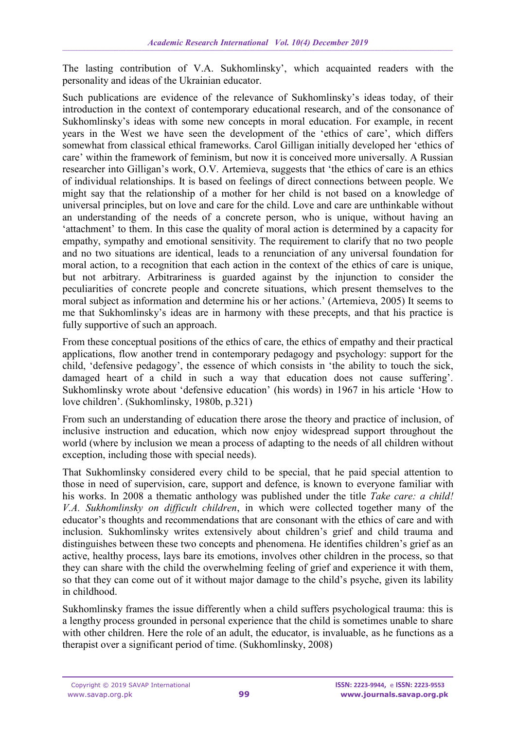The lasting contribution of V.A. Sukhomlinsky', which acquainted readers with the personality and ideas of the Ukrainian educator.

Such publications are evidence of the relevance of Sukhomlinsky's ideas today, of their introduction in the context of contemporary educational research, and of the consonance of Sukhomlinsky's ideas with some new concepts in moral education. For example, in recent years in the West we have seen the development of the 'ethics of care', which differs somewhat from classical ethical frameworks. Carol Gilligan initially developed her 'ethics of care' within the framework of feminism, but now it is conceived more universally. A Russian researcher into Gilligan's work, O.V. Artemieva, suggests that 'the ethics of care is an ethics of individual relationships. It is based on feelings of direct connections between people. We might say that the relationship of a mother for her child is not based on a knowledge of universal principles, but on love and care for the child. Love and care are unthinkable without an understanding of the needs of a concrete person, who is unique, without having an 'attachment' to them. In this case the quality of moral action is determined by a capacity for empathy, sympathy and emotional sensitivity. The requirement to clarify that no two people and no two situations are identical, leads to a renunciation of any universal foundation for moral action, to a recognition that each action in the context of the ethics of care is unique, but not arbitrary. Arbitrariness is guarded against by the injunction to consider the peculiarities of concrete people and concrete situations, which present themselves to the moral subject as information and determine his or her actions.' (Artemieva, 2005) It seems to me that Sukhomlinsky's ideas are in harmony with these precepts, and that his practice is fully supportive of such an approach.

From these conceptual positions of the ethics of care, the ethics of empathy and their practical applications, flow another trend in contemporary pedagogy and psychology: support for the child, 'defensive pedagogy', the essence of which consists in 'the ability to touch the sick, damaged heart of a child in such a way that education does not cause suffering'. Sukhomlinsky wrote about 'defensive education' (his words) in 1967 in his article 'How to love children'. (Sukhomlinsky, 1980b, p.321)

From such an understanding of education there arose the theory and practice of inclusion, of inclusive instruction and education, which now enjoy widespread support throughout the world (where by inclusion we mean a process of adapting to the needs of all children without exception, including those with special needs).

That Sukhomlinsky considered every child to be special, that he paid special attention to those in need of supervision, care, support and defence, is known to everyone familiar with his works. In 2008 a thematic anthology was published under the title *Take care: a child! V.A. Sukhomlinsky on difficult children*, in which were collected together many of the educator's thoughts and recommendations that are consonant with the ethics of care and with inclusion. Sukhomlinsky writes extensively about children's grief and child trauma and distinguishes between these two concepts and phenomena. He identifies children's grief as an active, healthy process, lays bare its emotions, involves other children in the process, so that they can share with the child the overwhelming feeling of grief and experience it with them, so that they can come out of it without major damage to the child's psyche, given its lability in childhood.

Sukhomlinsky frames the issue differently when a child suffers psychological trauma: this is a lengthy process grounded in personal experience that the child is sometimes unable to share with other children. Here the role of an adult, the educator, is invaluable, as he functions as a therapist over a significant period of time. (Sukhomlinsky, 2008)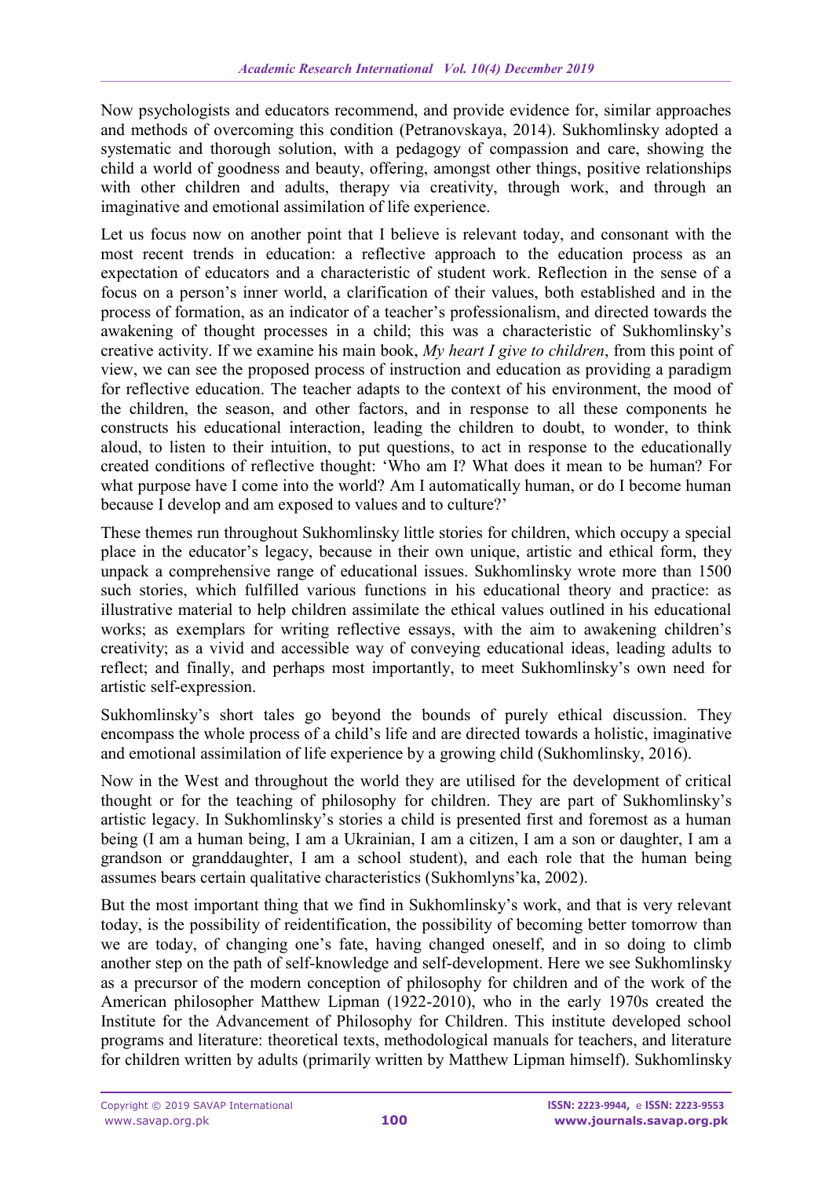Now psychologists and educators recommend, and provide evidence for, similar approaches and methods of overcoming this condition (Petranovskaya, 2014). Sukhomlinsky adopted a systematic and thorough solution, with a pedagogy of compassion and care, showing the child a world of goodness and beauty, offering, amongst other things, positive relationships with other children and adults, therapy via creativity, through work, and through an imaginative and emotional assimilation of life experience.

Let us focus now on another point that I believe is relevant today, and consonant with the most recent trends in education: a reflective approach to the education process as an expectation of educators and a characteristic of student work. Reflection in the sense of a focus on a person's inner world, a clarification of their values, both established and in the process of formation, as an indicator of a teacher's professionalism, and directed towards the awakening of thought processes in a child; this was a characteristic of Sukhomlinsky's creative activity. If we examine his main book, *My heart I give to children*, from this point of view, we can see the proposed process of instruction and education as providing a paradigm for reflective education. The teacher adapts to the context of his environment, the mood of the children, the season, and other factors, and in response to all these components he constructs his educational interaction, leading the children to doubt, to wonder, to think aloud, to listen to their intuition, to put questions, to act in response to the educationally created conditions of reflective thought: 'Who am I? What does it mean to be human? For what purpose have I come into the world? Am I automatically human, or do I become human because I develop and am exposed to values and to culture?'

These themes run throughout Sukhomlinsky little stories for children, which occupy a special place in the educator's legacy, because in their own unique, artistic and ethical form, they unpack a comprehensive range of educational issues. Sukhomlinsky wrote more than 1500 such stories, which fulfilled various functions in his educational theory and practice: as illustrative material to help children assimilate the ethical values outlined in his educational works; as exemplars for writing reflective essays, with the aim to awakening children's creativity; as a vivid and accessible way of conveying educational ideas, leading adults to reflect; and finally, and perhaps most importantly, to meet Sukhomlinsky's own need for artistic self-expression.

Sukhomlinsky's short tales go beyond the bounds of purely ethical discussion. They encompass the whole process of a child's life and are directed towards a holistic, imaginative and emotional assimilation of life experience by a growing child (Sukhomlinsky, 2016).

Now in the West and throughout the world they are utilised for the development of critical thought or for the teaching of philosophy for children. They are part of Sukhomlinsky's artistic legacy. In Sukhomlinsky's stories a child is presented first and foremost as a human being (I am a human being, I am a Ukrainian, I am a citizen, I am a son or daughter, I am a grandson or granddaughter, I am a school student), and each role that the human being assumes bears certain qualitative characteristics (Sukhomlyns'ka, 2002).

But the most important thing that we find in Sukhomlinsky's work, and that is very relevant today, is the possibility of reidentification, the possibility of becoming better tomorrow than we are today, of changing one's fate, having changed oneself, and in so doing to climb another step on the path of self-knowledge and self-development. Here we see Sukhomlinsky as a precursor of the modern conception of philosophy for children and of the work of the American philosopher Matthew Lipman (1922-2010), who in the early 1970s created the Institute for the Advancement of Philosophy for Children. This institute developed school programs and literature: theoretical texts, methodological manuals for teachers, and literature for children written by adults (primarily written by Matthew Lipman himself). Sukhomlinsky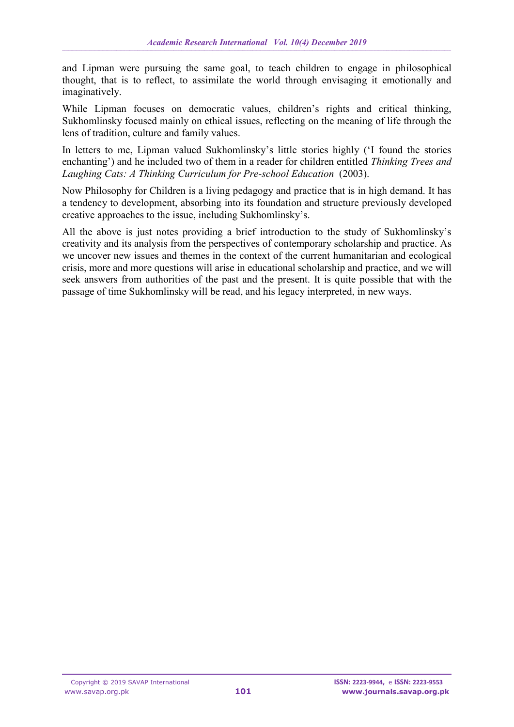and Lipman were pursuing the same goal, to teach children to engage in philosophical thought, that is to reflect, to assimilate the world through envisaging it emotionally and imaginatively.

While Lipman focuses on democratic values, children's rights and critical thinking, Sukhomlinsky focused mainly on ethical issues, reflecting on the meaning of life through the lens of tradition, culture and family values.

In letters to me, Lipman valued Sukhomlinsky's little stories highly ('I found the stories enchanting') and he included two of them in a reader for children entitled *Thinking Trees and Laughing Cats: A Thinking Curriculum for Pre-school Education* (2003).

Now Philosophy for Children is a living pedagogy and practice that is in high demand. It has a tendency to development, absorbing into its foundation and structure previously developed creative approaches to the issue, including Sukhomlinsky's.

All the above is just notes providing a brief introduction to the study of Sukhomlinsky's creativity and its analysis from the perspectives of contemporary scholarship and practice. As we uncover new issues and themes in the context of the current humanitarian and ecological crisis, more and more questions will arise in educational scholarship and practice, and we will seek answers from authorities of the past and the present. It is quite possible that with the passage of time Sukhomlinsky will be read, and his legacy interpreted, in new ways.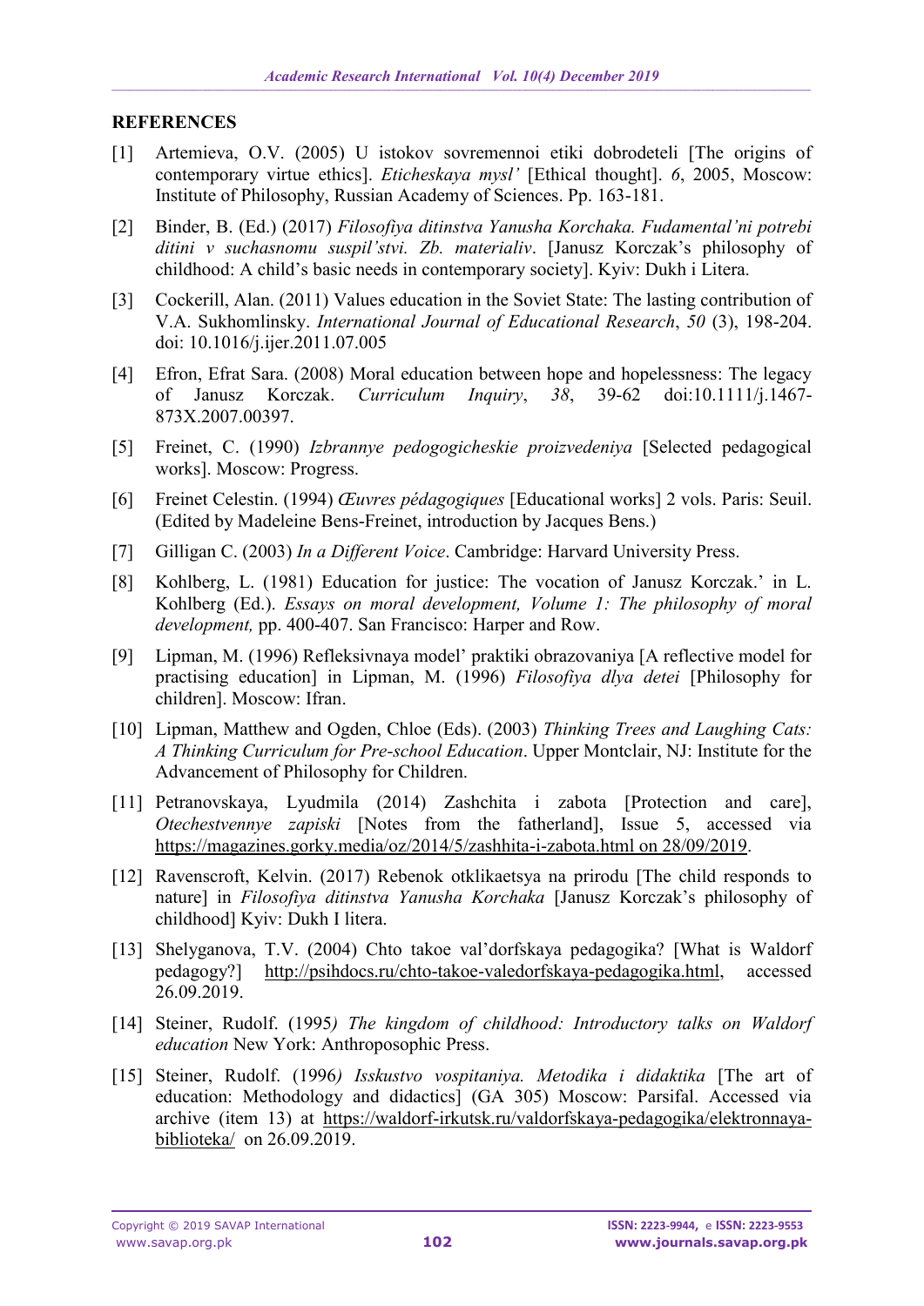## REFERENCES

[1] Artemieva, O.V. (2005) U istokov sovremennoi etiki dobrodeteli [The origins of contemporary virtue ethics]. *Eticheskaya mysl'* [Ethical thought]. *6*, 2005, Moscow: Institute of Philosophy, Russian Academy of Sciences. Pp. 163-181.

[2] Binder, B. (Ed.) (2017) *Filosofiya ditinstva Yanusha Korchaka. Fudamental'ni potrebi ditini v suchasnomu suspil'stvi. Zb. materialiv*. [Janusz Korczak's philosophy of childhood: A child's basic needs in contemporary society]. Kyiv: Dukh i Litera.

[3] Cockerill, Alan. (2011) Values education in the Soviet State: The lasting contribution of V.A. Sukhomlinsky. *International Journal of Educational Research*, *50* (3), 198-204. doi: 10.1016/j.ijer.2011.07.005

[4] Efron, Efrat Sara. (2008) Moral education between hope and hopelessness: The legacy of Janusz Korczak. *Curriculum Inquiry*, *38*, 39-62 doi:10.1111/j.1467-873X.2007.00397.

[5] Freinet, C. (1990) *Izbrannye pedogogicheskie proizvedeniya* [Selected pedagogical works]. Moscow: Progress.

[6] Freinet Celestin. (1994) *Œuvres pédagogiques* [Educational works] 2 vols. Paris: Seuil. (Edited by Madeleine Bens-Freinet, introduction by Jacques Bens.)

[7] Gilligan C. (2003) *In a Different Voice*. Cambridge: Harvard University Press.

[8] Kohlberg, L. (1981) Education for justice: The vocation of Janusz Korczak.' in L. Kohlberg (Ed.). *Essays on moral development, Volume 1: The philosophy of moral development,* pp. 400-407. San Francisco: Harper and Row.

[9] Lipman, M. (1996) Refleksivnaya model' praktiki obrazovaniya [A reflective model for practising education] in Lipman, M. (1996) *Filosofiya dlya detei* [Philosophy for children]. Moscow: Ifran.

[10] Lipman, Matthew and Ogden, Chloe (Eds). (2003) *Thinking Trees and Laughing Cats: A Thinking Curriculum for Pre-school Education*. Upper Montclair, NJ: Institute for the Advancement of Philosophy for Children.

[11] Petranovskaya, Lyudmila (2014) Zashchita i zabota [Protection and care], *Otechestvennye zapiski* [Notes from the fatherland], Issue 5, accessed via https://magazines.gorky.media/oz/2014/5/zashhita-i-zabota.html on 28/09/2019.

[12] Ravenscroft, Kelvin. (2017) Rebenok otklikaetsya na prirodu [The child responds to nature] in *Filosofiya ditinstva Yanusha Korchaka* [Janusz Korczak's philosophy of childhood] Kyiv: Dukh I litera.

[13] Shelyganova, T.V. (2004) Chto takoe val'dorfskaya pedagogika? [What is Waldorf pedagogy?] http://psihdocs.ru/chto-takoe-valedorfskaya-pedagogika.html, accessed 26.09.2019.

[14] Steiner, Rudolf. (1995*) The kingdom of childhood: Introductory talks on Waldorf education* New York: Anthroposophic Press.

[15] Steiner, Rudolf. (1996*) Isskustvo vospitaniya. Metodika i didaktika* [The art of education: Methodology and didactics] (GA 305) Moscow: Parsifal. Accessed via archive (item 13) at https://waldorf-irkutsk.ru/valdorfskaya-pedagogika/elektronnaya-biblioteka/ on 26.09.2019.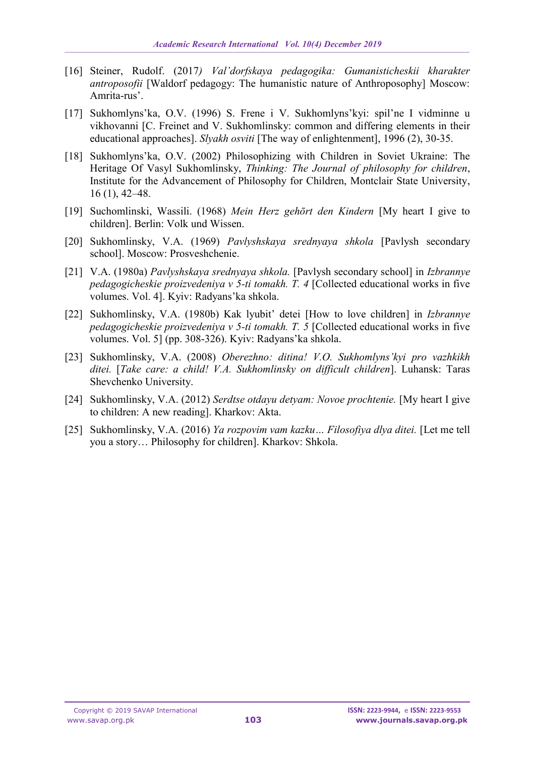[16] Steiner, Rudolf. (2017*) Val'dorfskaya pedagogika: Gumanisticheskii kharakter antroposofii* [Waldorf pedagogy: The humanistic nature of Anthroposophy] Moscow: Amrita-rus'.

[17] Sukhomlyns'ka, O.V. (1996) S. Frene i V. Sukhomlyns'kyi: spil'ne I vidminne u vikhovanni [C. Freinet and V. Sukhomlinsky: common and differing elements in their educational approaches]. *Slyakh osviti* [The way of enlightenment], 1996 (2), 30-35.

[18] Sukhomlyns'ka, O.V. (2002) Philosophizing with Children in Soviet Ukraine: The Heritage Of Vasyl Sukhomlinsky, *Thinking: The Journal of philosophy for children*, Institute for the Advancement of Philosophy for Children, Montclair State University, 16 (1), 42–48.

[19] Suchomlinski, Wassili. (1968) *Mein Herz gehōrt den Kindern* [My heart I give to children]. Berlin: Volk und Wissen.

[20] Sukhomlinsky, V.A. (1969) *Pavlyshskaya srednyaya shkola* [Pavlysh secondary school]. Moscow: Prosveshchenie.

[21] V.A. (1980a) *Pavlyshskaya srednyaya shkola.* [Pavlysh secondary school] in *Izbrannye pedagogicheskie proizvedeniya v 5-ti tomakh. T. 4* [Collected educational works in five volumes. Vol. 4]. Kyiv: Radyans'ka shkola.

[22] Sukhomlinsky, V.A. (1980b) Kak lyubit' detei [How to love children] in *Izbrannye pedagogicheskie proizvedeniya v 5-ti tomakh. T. 5* [Collected educational works in five volumes. Vol. 5] (pp. 308-326). Kyiv: Radyans'ka shkola.

[23] Sukhomlinsky, V.A. (2008) *Oberezhno: ditina! V.O. Sukhomlyns'kyi pro vazhkikh ditei.* [*Take care: a child! V.A. Sukhomlinsky on difficult children*]. Luhansk: Taras Shevchenko University.

[24] Sukhomlinsky, V.A. (2012) *Serdtse otdayu detyam: Novoe prochtenie.* [My heart I give to children: A new reading]. Kharkov: Akta.

[25] Sukhomlinsky, V.A. (2016) *Ya rozpovim vam kazku… Filosofiya dlya ditei.* [Let me tell you a story… Philosophy for children]. Kharkov: Shkola.